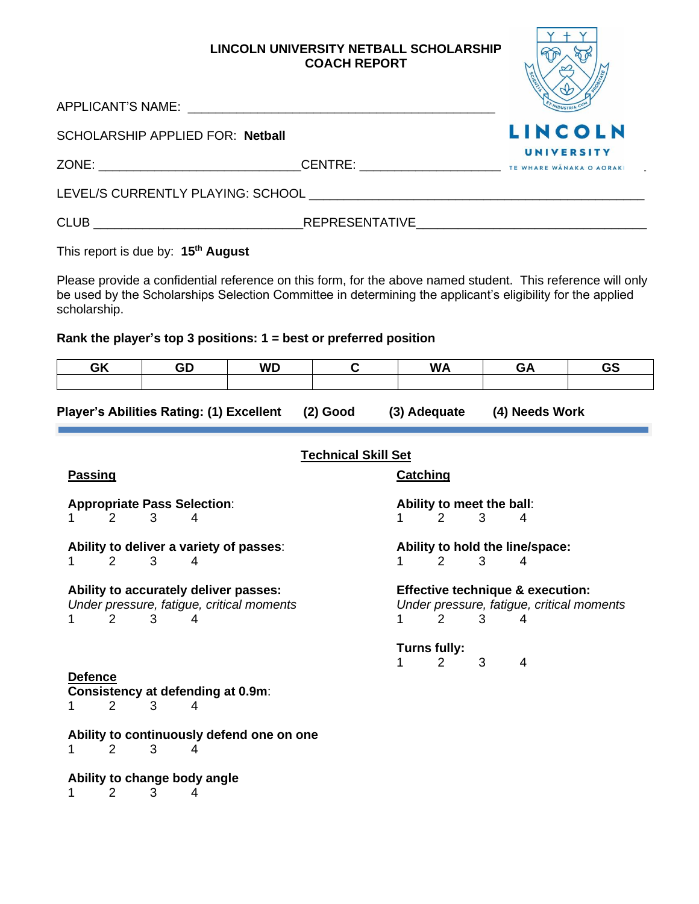# LINCOLN UNIVERSITY NETBALL SCHOLARSHIP
## COACH REPORT

LINCOLN UNIVERSITY
TE WHARE WĀNAKA O AORAKI

APPLICANT'S NAME: ____________________________________________

SCHOLARSHIP APPLIED FOR: **Netball**

ZONE: ____________________________CENTRE: ____________________

LEVEL/S CURRENTLY PLAYING: SCHOOL ________________________________________________

CLUB _____________________________REPRESENTATIVE________________________________

This report is due by: **15th August**

Please provide a confidential reference on this form, for the above named student. This reference will only be used by the Scholarships Selection Committee in determining the applicant's eligibility for the applied scholarship.

**Rank the player's top 3 positions: 1 = best or preferred position**

| GK | GD | WD | C | WA | GA | GS |
|---|---|---|---|---|---|---|
| | | | | | | |

**Player's Abilities Rating: (1) Excellent (2) Good (3) Adequate (4) Needs Work**

### Technical Skill Set

**Passing**

**Appropriate Pass Selection**:
1 2 3 4

**Ability to deliver a variety of passes**:
1 2 3 4

**Ability to accurately deliver passes:**
*Under pressure, fatigue, critical moments*
1 2 3 4

**Catching**

**Ability to meet the ball**:
1 2 3 4

**Ability to hold the line/space:**
1 2 3 4

**Effective technique & execution:**
*Under pressure, fatigue, critical moments*
1 2 3 4

**Turns fully:**
1 2 3 4

**Defence**

**Consistency at defending at 0.9m**:
1 2 3 4

**Ability to continuously defend one on one**
1 2 3 4

**Ability to change body angle**
1 2 3 4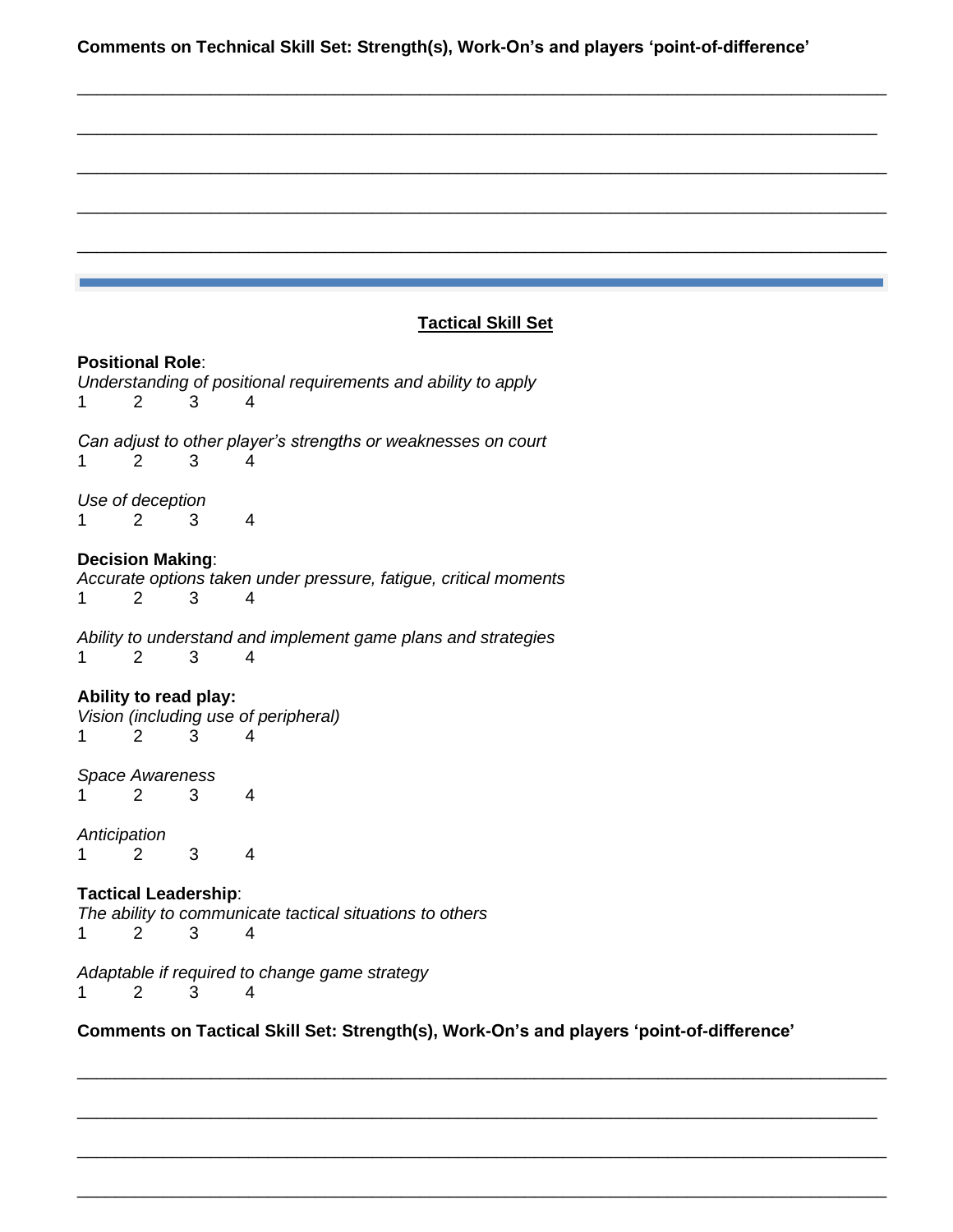**Comments on Technical Skill Set: Strength(s), Work-On's and players 'point-of-difference'**

_______________________________________________________________________________

_______________________________________________________________________________

_______________________________________________________________________________

_______________________________________________________________________________

_______________________________________________________________________________

---

## Tactical Skill Set

**Positional Role**:

*Understanding of positional requirements and ability to apply*

1 2 3 4

*Can adjust to other player's strengths or weaknesses on court*

1 2 3 4

*Use of deception*

1 2 3 4

**Decision Making**:

*Accurate options taken under pressure, fatigue, critical moments*

1 2 3 4

*Ability to understand and implement game plans and strategies*

1 2 3 4

**Ability to read play:**

*Vision (including use of peripheral)*

1 2 3 4

*Space Awareness*

1 2 3 4

*Anticipation*

1 2 3 4

**Tactical Leadership**:

*The ability to communicate tactical situations to others*

1 2 3 4

*Adaptable if required to change game strategy*

1 2 3 4

**Comments on Tactical Skill Set: Strength(s), Work-On's and players 'point-of-difference'**

_______________________________________________________________________________

_______________________________________________________________________________

_______________________________________________________________________________

_______________________________________________________________________________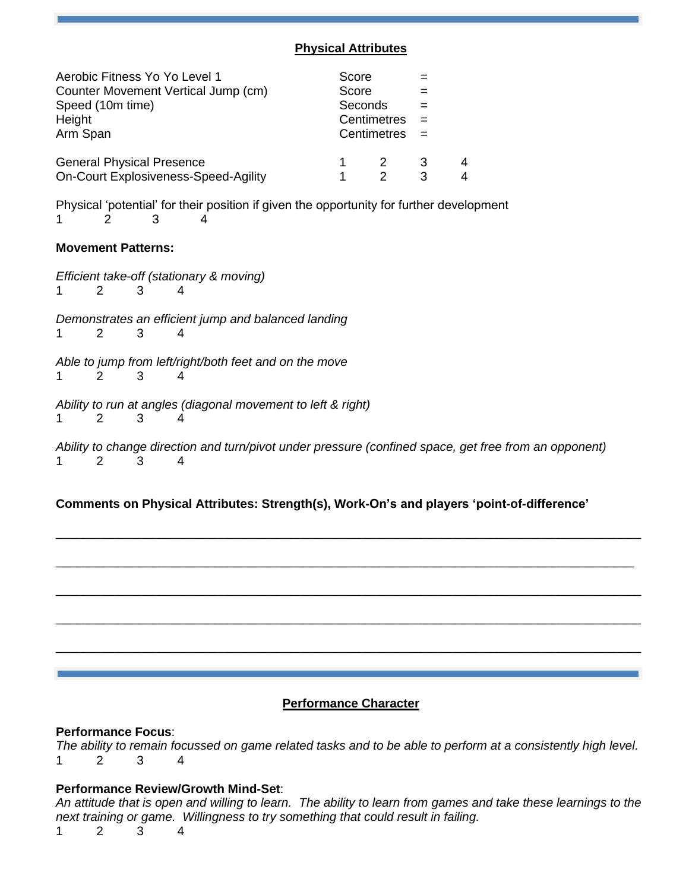## Physical Attributes

| | | |
|---|---|---|
| Aerobic Fitness Yo Yo Level 1 | Score | = |
| Counter Movement Vertical Jump (cm) | Score | = |
| Speed (10m time) | Seconds | = |
| Height | Centimetres | = |
| Arm Span | Centimetres | = |

| | | | | |
|---|---|---|---|---|
| General Physical Presence | 1 | 2 | 3 | 4 |
| On-Court Explosiveness-Speed-Agility | 1 | 2 | 3 | 4 |

Physical 'potential' for their position if given the opportunity for further development
1 2 3 4

**Movement Patterns:**

*Efficient take-off (stationary & moving)*
1 2 3 4

*Demonstrates an efficient jump and balanced landing*
1 2 3 4

*Able to jump from left/right/both feet and on the move*
1 2 3 4

*Ability to run at angles (diagonal movement to left & right)*
1 2 3 4

*Ability to change direction and turn/pivot under pressure (confined space, get free from an opponent)*
1 2 3 4

**Comments on Physical Attributes: Strength(s), Work-On's and players 'point-of-difference'**

_______________________________________________________________________________

_______________________________________________________________________________

_______________________________________________________________________________

_______________________________________________________________________________

_______________________________________________________________________________

## Performance Character

**Performance Focus**:
*The ability to remain focussed on game related tasks and to be able to perform at a consistently high level.*
1 2 3 4

**Performance Review/Growth Mind-Set**:
*An attitude that is open and willing to learn. The ability to learn from games and take these learnings to the next training or game. Willingness to try something that could result in failing.*
1 2 3 4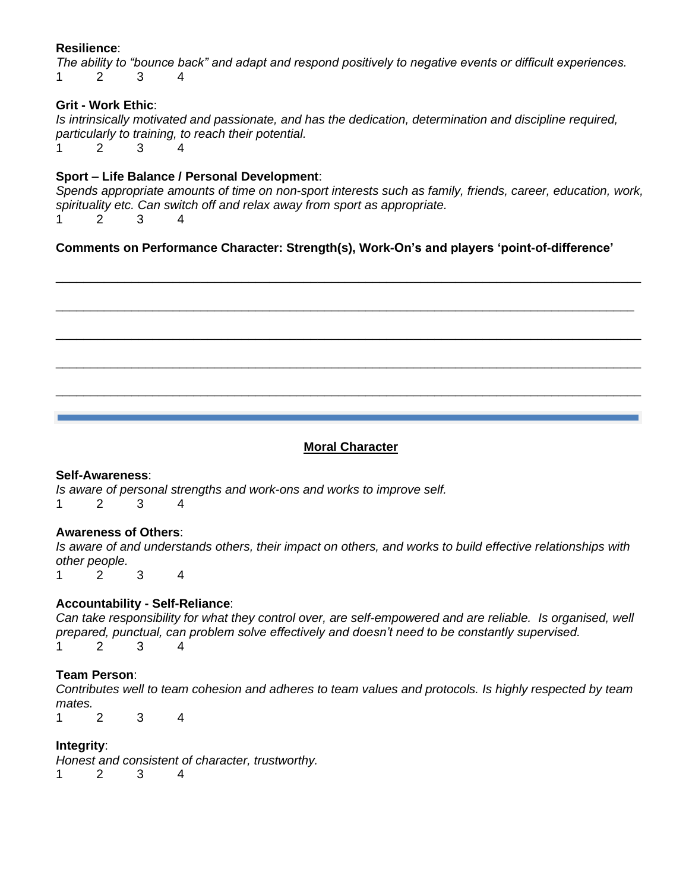**Resilience**:

*The ability to "bounce back" and adapt and respond positively to negative events or difficult experiences.*

1 2 3 4

**Grit - Work Ethic**:

*Is intrinsically motivated and passionate, and has the dedication, determination and discipline required, particularly to training, to reach their potential.*

1 2 3 4

**Sport – Life Balance / Personal Development**:

*Spends appropriate amounts of time on non-sport interests such as family, friends, career, education, work, spirituality etc. Can switch off and relax away from sport as appropriate.*

1 2 3 4

**Comments on Performance Character: Strength(s), Work-On's and players 'point-of-difference'**

______________________________________________________________________________

______________________________________________________________________________

______________________________________________________________________________

______________________________________________________________________________

______________________________________________________________________________

---

## Moral Character

**Self-Awareness**:

*Is aware of personal strengths and work-ons and works to improve self.*

1 2 3 4

**Awareness of Others**:

*Is aware of and understands others, their impact on others, and works to build effective relationships with other people.*

1 2 3 4

**Accountability - Self-Reliance**:

*Can take responsibility for what they control over, are self-empowered and are reliable. Is organised, well prepared, punctual, can problem solve effectively and doesn't need to be constantly supervised.*

1 2 3 4

**Team Person**:

*Contributes well to team cohesion and adheres to team values and protocols. Is highly respected by team mates.*

1 2 3 4

**Integrity**:

*Honest and consistent of character, trustworthy.*

1 2 3 4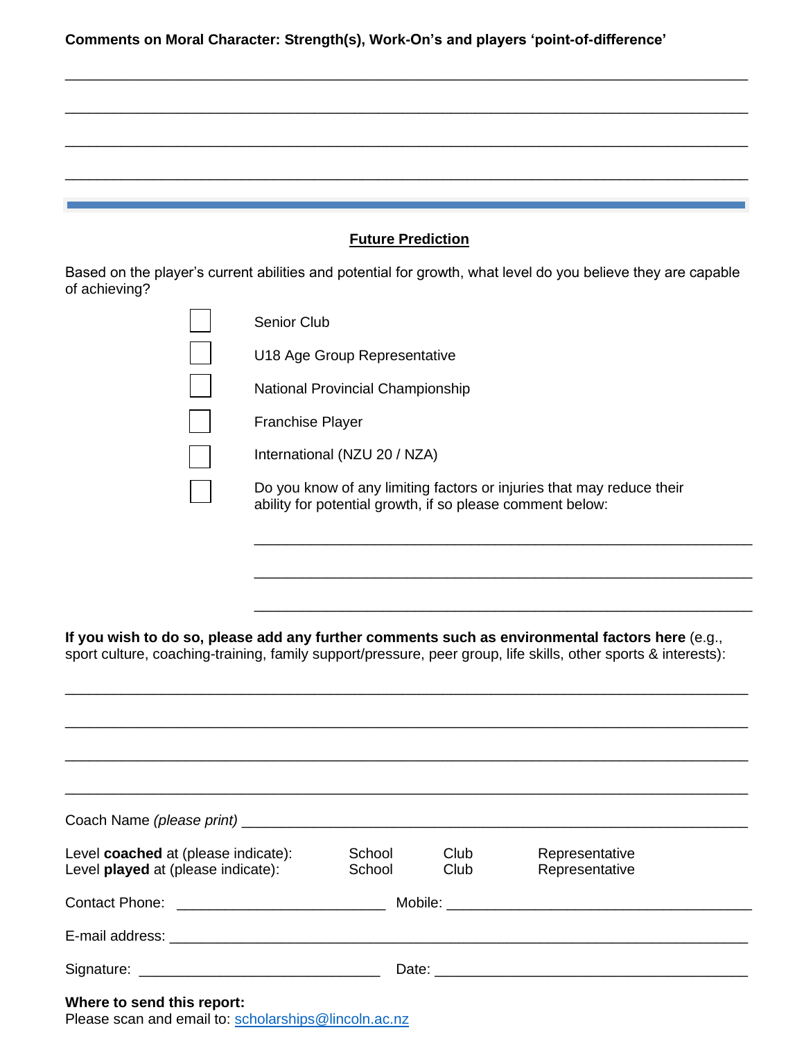**Comments on Moral Character: Strength(s), Work-On's and players 'point-of-difference'**

______________________________________________________________________________

______________________________________________________________________________

______________________________________________________________________________

______________________________________________________________________________

---

## Future Prediction

Based on the player's current abilities and potential for growth, what level do you believe they are capable of achieving?

- ☐ Senior Club
- ☐ U18 Age Group Representative
- ☐ National Provincial Championship
- ☐ Franchise Player
- ☐ International (NZU 20 / NZA)
- ☐ Do you know of any limiting factors or injuries that may reduce their ability for potential growth, if so please comment below:

  ______________________________________________________________

  ______________________________________________________________

  ______________________________________________________________

**If you wish to do so, please add any further comments such as environmental factors here** (e.g., sport culture, coaching-training, family support/pressure, peer group, life skills, other sports & interests):

______________________________________________________________________________

______________________________________________________________________________

______________________________________________________________________________

______________________________________________________________________________

Coach Name *(please print)* ______________________________________________________________

| | | | |
|---|---|---|---|
| Level **coached** at (please indicate): | School | Club | Representative |
| Level **played** at (please indicate): | School | Club | Representative |

Contact Phone: __________________________ Mobile: ______________________________________

E-mail address: ________________________________________________________________________

Signature: ______________________________ Date: _______________________________________

**Where to send this report:**
Please scan and email to: scholarships@lincoln.ac.nz